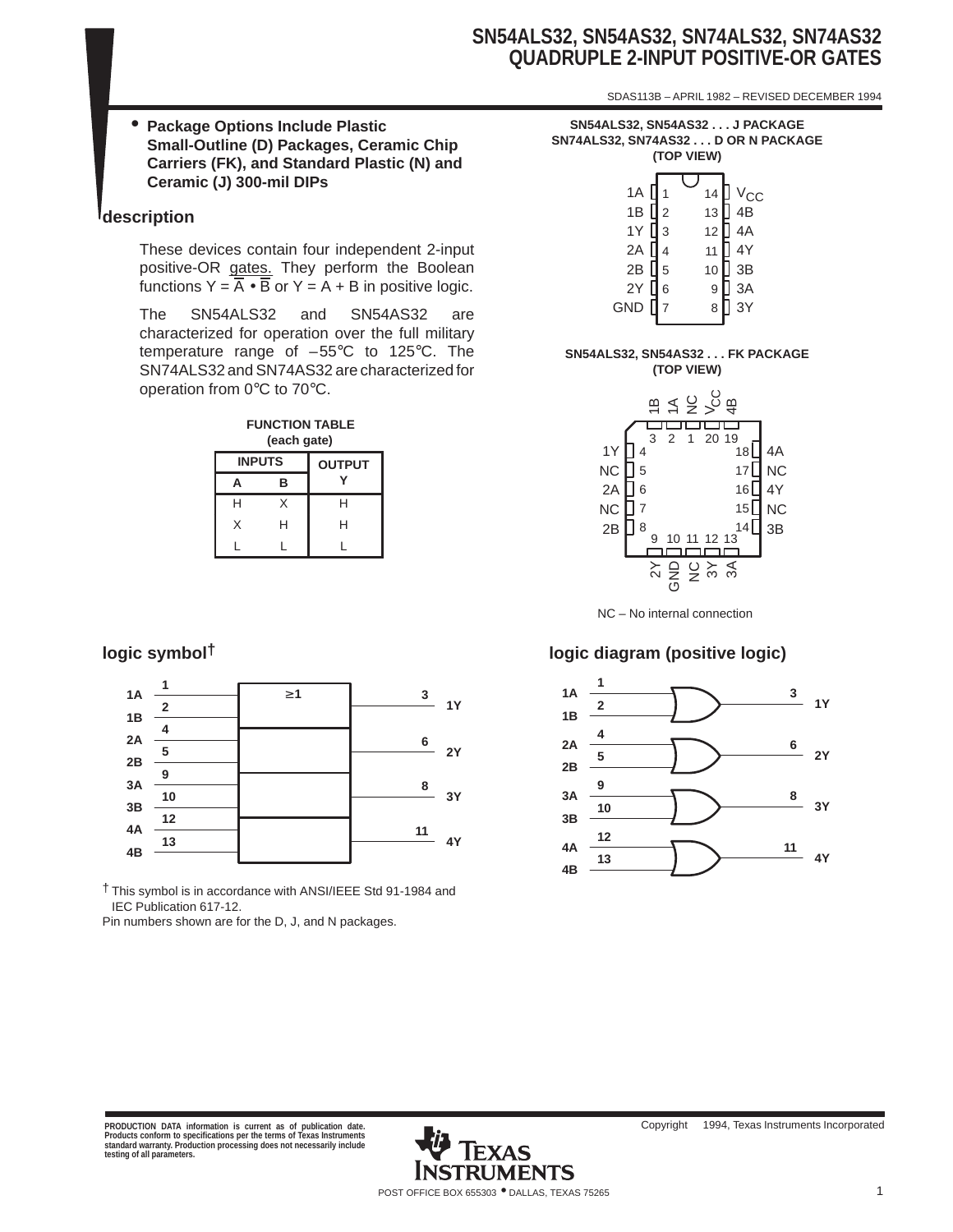# SN54ALS32, SN54AS32, SN74ALS32, SN74AS32
# QUADRUPLE 2-INPUT POSITIVE-OR GATES

SDAS113B – APRIL 1982 – REVISED DECEMBER 1994

- **Package Options Include Plastic Small-Outline (D) Packages, Ceramic Chip Carriers (FK), and Standard Plastic (N) and Ceramic (J) 300-mil DIPs**

## description

These devices contain four independent 2-input positive-OR gates. They perform the Boolean functions $Y = \overline{\overline{A} \bullet \overline{B}}$ or $Y = A + B$ in positive logic.

The SN54ALS32 and SN54AS32 are characterized for operation over the full military temperature range of –55°C to 125°C. The SN74ALS32 and SN74AS32 are characterized for operation from 0°C to 70°C.

**FUNCTION TABLE (each gate)**

| INPUTS | | OUTPUT |
|---|---|---|
| A | B | Y |
| H | X | H |
| X | H | H |
| L | L | L |

**SN54ALS32, SN54AS32 . . . J PACKAGE**
**SN74ALS32, SN74AS32 . . . D OR N PACKAGE**
**(TOP VIEW)**

| Pin | Name | Pin | Name |
|---|---|---|---|
| 1 | 1A | 14 | $V_{CC}$ |
| 2 | 1B | 13 | 4B |
| 3 | 1Y | 12 | 4A |
| 4 | 2A | 11 | 4Y |
| 5 | 2B | 10 | 3B |
| 6 | 2Y | 9 | 3A |
| 7 | GND | 8 | 3Y |

**SN54ALS32, SN54AS32 . . . FK PACKAGE**
**(TOP VIEW)**

| Pin | Name |
|---|---|
| 1 | NC |
| 2 | 1A |
| 3 | 1B |
| 4 | 1Y |
| 5 | NC |
| 6 | 2A |
| 7 | NC |
| 8 | 2B |
| 9 | 2Y |
| 10 | GND |
| 11 | NC |
| 12 | 3Y |
| 13 | 3A |
| 14 | 3B |
| 15 | NC |
| 16 | 4Y |
| 17 | NC |
| 18 | 4A |
| 19 | 4B |
| 20 | $V_{CC}$ |

NC – No internal connection

## logic symbol†

| Inputs (pins) | Function | Output (pin) |
|---|---|---|
| 1A (1), 1B (2) | ≥1 | 1Y (3) |
| 2A (4), 2B (5) | | 2Y (6) |
| 3A (9), 3B (10) | | 3Y (8) |
| 4A (12), 4B (13) | | 4Y (11) |

† This symbol is in accordance with ANSI/IEEE Std 91-1984 and IEC Publication 617-12.

Pin numbers shown are for the D, J, and N packages.

## logic diagram (positive logic)

- 1A (1), 1B (2) → OR → 1Y (3)
- 2A (4), 2B (5) → OR → 2Y (6)
- 3A (9), 3B (10) → OR → 3Y (8)
- 4A (12), 4B (13) → OR → 4Y (11)

PRODUCTION DATA information is current as of publication date. Products conform to specifications per the terms of Texas Instruments standard warranty. Production processing does not necessarily include testing of all parameters.

Copyright © 1994, Texas Instruments Incorporated

TEXAS INSTRUMENTS
POST OFFICE BOX 655303 • DALLAS, TEXAS 75265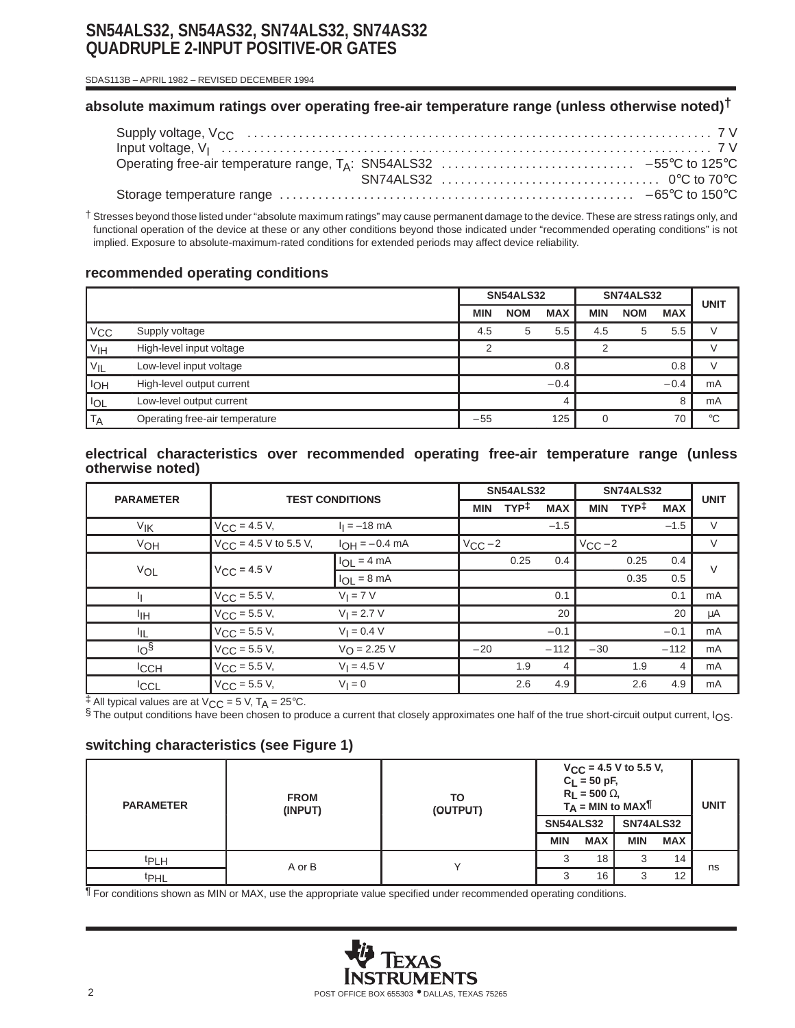# SN54ALS32, SN54AS32, SN74ALS32, SN74AS32 QUADRUPLE 2-INPUT POSITIVE-OR GATES

SDAS113B – APRIL 1982 – REVISED DECEMBER 1994

## absolute maximum ratings over operating free-air temperature range (unless otherwise noted)†

Supply voltage, $V_{CC}$ .......... 7 V
Input voltage, $V_I$ .......... 7 V
Operating free-air temperature range, $T_A$: SN54ALS32 .......... –55°C to 125°C
SN74ALS32 .......... 0°C to 70°C
Storage temperature range .......... –65°C to 150°C

† Stresses beyond those listed under “absolute maximum ratings” may cause permanent damage to the device. These are stress ratings only, and functional operation of the device at these or any other conditions beyond those indicated under “recommended operating conditions” is not implied. Exposure to absolute-maximum-rated conditions for extended periods may affect device reliability.

## recommended operating conditions

| | | SN54ALS32 | | | SN74ALS32 | | | UNIT |
|---|---|---|---|---|---|---|---|---|
| | | MIN | NOM | MAX | MIN | NOM | MAX | |
| $V_{CC}$ | Supply voltage | 4.5 | 5 | 5.5 | 4.5 | 5 | 5.5 | V |
| $V_{IH}$ | High-level input voltage | 2 | | | 2 | | | V |
| $V_{IL}$ | Low-level input voltage | | | 0.8 | | | 0.8 | V |
| $I_{OH}$ | High-level output current | | | –0.4 | | | –0.4 | mA |
| $I_{OL}$ | Low-level output current | | | 4 | | | 8 | mA |
| $T_A$ | Operating free-air temperature | –55 | | 125 | 0 | | 70 | °C |

## electrical characteristics over recommended operating free-air temperature range (unless otherwise noted)

| PARAMETER | TEST CONDITIONS | | SN54ALS32 | | | SN74ALS32 | | | UNIT |
|---|---|---|---|---|---|---|---|---|---|
| | | | MIN | TYP‡ | MAX | MIN | TYP‡ | MAX | |
| $V_{IK}$ | $V_{CC}$ = 4.5 V, | $I_I$ = –18 mA | | | –1.5 | | | –1.5 | V |
| $V_{OH}$ | $V_{CC}$ = 4.5 V to 5.5 V, | $I_{OH}$ = –0.4 mA | $V_{CC}$ –2 | | | $V_{CC}$ –2 | | | V |
| $V_{OL}$ | $V_{CC}$ = 4.5 V | $I_{OL}$ = 4 mA | | 0.25 | 0.4 | | 0.25 | 0.4 | V |
| | | $I_{OL}$ = 8 mA | | | | | 0.35 | 0.5 | |
| $I_I$ | $V_{CC}$ = 5.5 V, | $V_I$ = 7 V | | | 0.1 | | | 0.1 | mA |
| $I_{IH}$ | $V_{CC}$ = 5.5 V, | $V_I$ = 2.7 V | | | 20 | | | 20 | µA |
| $I_{IL}$ | $V_{CC}$ = 5.5 V, | $V_I$ = 0.4 V | | | –0.1 | | | –0.1 | mA |
| $I_O$§ | $V_{CC}$ = 5.5 V, | $V_O$ = 2.25 V | –20 | | –112 | –30 | | –112 | mA |
| $I_{CCH}$ | $V_{CC}$ = 5.5 V, | $V_I$ = 4.5 V | | 1.9 | 4 | | 1.9 | 4 | mA |
| $I_{CCL}$ | $V_{CC}$ = 5.5 V, | $V_I$ = 0 | | 2.6 | 4.9 | | 2.6 | 4.9 | mA |

‡ All typical values are at $V_{CC}$ = 5 V, $T_A$ = 25°C.
§ The output conditions have been chosen to produce a current that closely approximates one half of the true short-circuit output current, $I_{OS}$.

## switching characteristics (see Figure 1)

| PARAMETER | FROM (INPUT) | TO (OUTPUT) | $V_{CC}$ = 4.5 V to 5.5 V, $C_L$ = 50 pF, $R_L$ = 500 Ω, $T_A$ = MIN to MAX¶ | | | | UNIT |
|---|---|---|---|---|---|---|---|
| | | | SN54ALS32 | | SN74ALS32 | | |
| | | | MIN | MAX | MIN | MAX | |
| $t_{PLH}$ | A or B | Y | 3 | 18 | 3 | 14 | ns |
| $t_{PHL}$ | | | 3 | 16 | 3 | 12 | |

¶ For conditions shown as MIN or MAX, use the appropriate value specified under recommended operating conditions.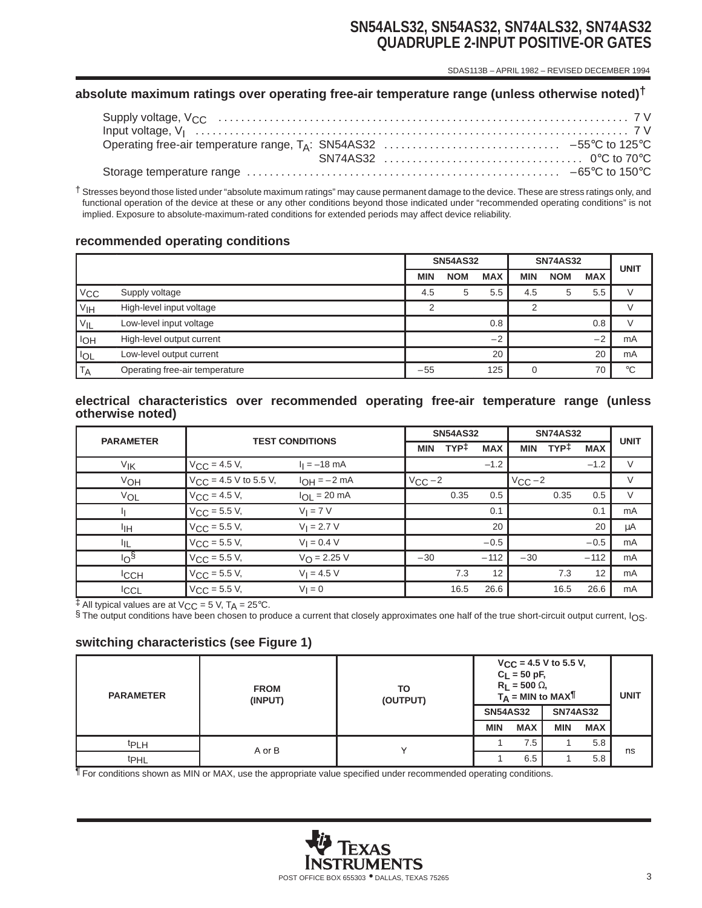### absolute maximum ratings over operating free-air temperature range (unless otherwise noted)†

Supply voltage, $V_{CC}$ .................................................. 7 V
Input voltage, $V_I$ .................................................. 7 V
Operating free-air temperature range, $T_A$: SN54AS32 .................. −55°C to 125°C
SN74AS32 .................. 0°C to 70°C
Storage temperature range .................................................. −65°C to 150°C

† Stresses beyond those listed under "absolute maximum ratings" may cause permanent damage to the device. These are stress ratings only, and functional operation of the device at these or any other conditions beyond those indicated under "recommended operating conditions" is not implied. Exposure to absolute-maximum-rated conditions for extended periods may affect device reliability.

### recommended operating conditions

| | | SN54AS32 | | | SN74AS32 | | | UNIT |
|---|---|---|---|---|---|---|---|---|
| | | MIN | NOM | MAX | MIN | NOM | MAX | |
| $V_{CC}$ | Supply voltage | 4.5 | 5 | 5.5 | 4.5 | 5 | 5.5 | V |
| $V_{IH}$ | High-level input voltage | 2 | | | 2 | | | V |
| $V_{IL}$ | Low-level input voltage | | | 0.8 | | | 0.8 | V |
| $I_{OH}$ | High-level output current | | | −2 | | | −2 | mA |
| $I_{OL}$ | Low-level output current | | | 20 | | | 20 | mA |
| $T_A$ | Operating free-air temperature | −55 | | 125 | 0 | | 70 | °C |

### electrical characteristics over recommended operating free-air temperature range (unless otherwise noted)

| PARAMETER | TEST CONDITIONS | | SN54AS32 | | | SN74AS32 | | | UNIT |
|---|---|---|---|---|---|---|---|---|---|
| | | | MIN | TYP‡ | MAX | MIN | TYP‡ | MAX | |
| $V_{IK}$ | $V_{CC}$ = 4.5 V, | $I_I$ = −18 mA | | | −1.2 | | | −1.2 | V |
| $V_{OH}$ | $V_{CC}$ = 4.5 V to 5.5 V, | $I_{OH}$ = −2 mA | $V_{CC}$ −2 | | | $V_{CC}$ −2 | | | V |
| $V_{OL}$ | $V_{CC}$ = 4.5 V, | $I_{OL}$ = 20 mA | | 0.35 | 0.5 | | 0.35 | 0.5 | V |
| $I_I$ | $V_{CC}$ = 5.5 V, | $V_I$ = 7 V | | | 0.1 | | | 0.1 | mA |
| $I_{IH}$ | $V_{CC}$ = 5.5 V, | $V_I$ = 2.7 V | | | 20 | | | 20 | μA |
| $I_{IL}$ | $V_{CC}$ = 5.5 V, | $V_I$ = 0.4 V | | | −0.5 | | | −0.5 | mA |
| $I_O$§ | $V_{CC}$ = 5.5 V, | $V_O$ = 2.25 V | −30 | | −112 | −30 | | −112 | mA |
| $I_{CCH}$ | $V_{CC}$ = 5.5 V, | $V_I$ = 4.5 V | | 7.3 | 12 | | 7.3 | 12 | mA |
| $I_{CCL}$ | $V_{CC}$ = 5.5 V, | $V_I$ = 0 | | 16.5 | 26.6 | | 16.5 | 26.6 | mA |

‡ All typical values are at $V_{CC}$ = 5 V, $T_A$ = 25°C.
§ The output conditions have been chosen to produce a current that closely approximates one half of the true short-circuit output current, $I_{OS}$.

### switching characteristics (see Figure 1)

| PARAMETER | FROM (INPUT) | TO (OUTPUT) | $V_{CC}$ = 4.5 V to 5.5 V, $C_L$ = 50 pF, $R_L$ = 500 Ω, $T_A$ = MIN to MAX¶ | | | | UNIT |
|---|---|---|---|---|---|---|---|
| | | | SN54AS32 | | SN74AS32 | | |
| | | | MIN | MAX | MIN | MAX | |
| $t_{PLH}$ | A or B | Y | 1 | 7.5 | 1 | 5.8 | ns |
| $t_{PHL}$ | | | 1 | 6.5 | 1 | 5.8 | |

¶ For conditions shown as MIN or MAX, use the appropriate value specified under recommended operating conditions.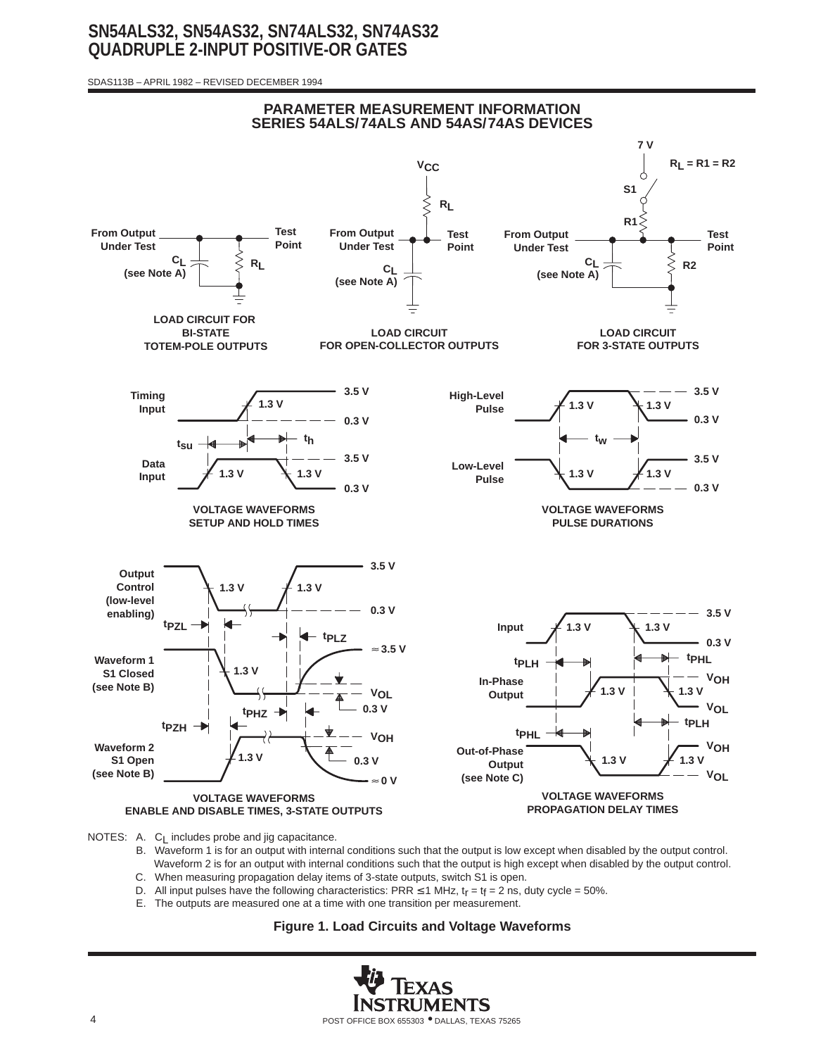## PARAMETER MEASUREMENT INFORMATION
## SERIES 54ALS/74ALS AND 54AS/74AS DEVICES

From Output Under Test
$C_L$ (see Note A)
$R_L$
Test Point

LOAD CIRCUIT FOR BI-STATE TOTEM-POLE OUTPUTS

$V_{CC}$
$R_L$
From Output Under Test
Test Point
$C_L$ (see Note A)

LOAD CIRCUIT FOR OPEN-COLLECTOR OUTPUTS

7 V
$R_L = R1 = R2$
S1
R1
From Output Under Test
Test Point
$C_L$ (see Note A)
R2

LOAD CIRCUIT FOR 3-STATE OUTPUTS

Timing Input
1.3 V
3.5 V
0.3 V
$t_{su}$
$t_h$
Data Input
1.3 V
1.3 V
3.5 V
0.3 V

VOLTAGE WAVEFORMS SETUP AND HOLD TIMES

High-Level Pulse
1.3 V
1.3 V
3.5 V
0.3 V
$t_w$
Low-Level Pulse
1.3 V
1.3 V
3.5 V
0.3 V

VOLTAGE WAVEFORMS PULSE DURATIONS

Output Control (low-level enabling)
1.3 V
1.3 V
3.5 V
0.3 V
$t_{PZL}$
$t_{PLZ}$
≈ 3.5 V
Waveform 1 S1 Closed (see Note B)
1.3 V
$V_{OL}$
0.3 V
$t_{PHZ}$
$t_{PZH}$
$V_{OH}$
Waveform 2 S1 Open (see Note B)
1.3 V
0.3 V
≈ 0 V

VOLTAGE WAVEFORMS ENABLE AND DISABLE TIMES, 3-STATE OUTPUTS

Input
1.3 V
1.3 V
3.5 V
0.3 V
$t_{PLH}$
$t_{PHL}$
In-Phase Output
1.3 V
1.3 V
$V_{OH}$
$V_{OL}$
$t_{PHL}$
$t_{PLH}$
Out-of-Phase Output (see Note C)
1.3 V
1.3 V
$V_{OH}$
$V_{OL}$

VOLTAGE WAVEFORMS PROPAGATION DELAY TIMES

NOTES:
A. $C_L$ includes probe and jig capacitance.
B. Waveform 1 is for an output with internal conditions such that the output is low except when disabled by the output control. Waveform 2 is for an output with internal conditions such that the output is high except when disabled by the output control.
C. When measuring propagation delay items of 3-state outputs, switch S1 is open.
D. All input pulses have the following characteristics: PRR ≤ 1 MHz, $t_r = t_f = 2$ ns, duty cycle = 50%.
E. The outputs are measured one at a time with one transition per measurement.

**Figure 1. Load Circuits and Voltage Waveforms**